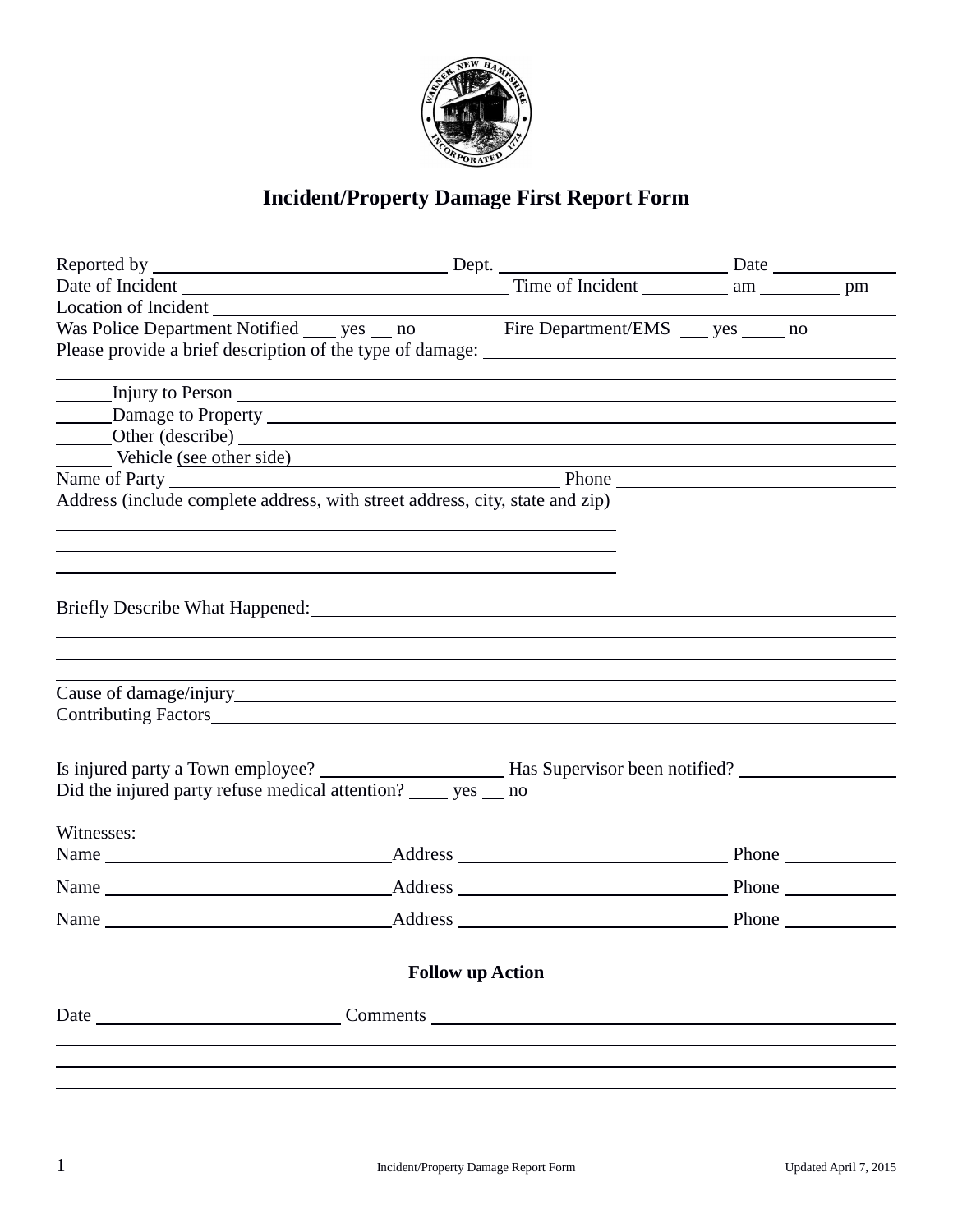# Incident/Property Damage First Report Form

Reported by ______________________________ Dept. ________________________ Date ____________

Date of Incident ________________________________ Time of Incident _________ am _________ pm

Location of Incident ______________________________________________________________________

Was Police Department Notified ____ yes __ no Fire Department/EMS ___ yes _____ no

Please provide a brief description of the type of damage: __________________________________

__________________________________________________________________________________

______ Injury to Person ___________________________________________________________

______ Damage to Property _________________________________________________________

______ Other (describe) ____________________________________________________________

______ Vehicle (see other side) _______________________________________________________

Name of Party __________________________________________ Phone ____________________________

Address (include complete address, with street address, city, state and zip)

______________________________________________________________

______________________________________________________________

______________________________________________________________

Briefly Describe What Happened: ___________________________________________________________

__________________________________________________________________________________

__________________________________________________________________________________

__________________________________________________________________________________

Cause of damage/injury ____________________________________________________________________

Contributing Factors ______________________________________________________________________

Is injured party a Town employee? ___________________ Has Supervisor been notified? _________________

Did the injured party refuse medical attention? ____ yes __ no

Witnesses:

Name ______________________________ Address ______________________________ Phone ____________

Name ______________________________ Address ______________________________ Phone ____________

Name ______________________________ Address ______________________________ Phone ____________

## Follow up Action

Date __________________________ Comments ____________________________________________________

__________________________________________________________________________________

__________________________________________________________________________________

__________________________________________________________________________________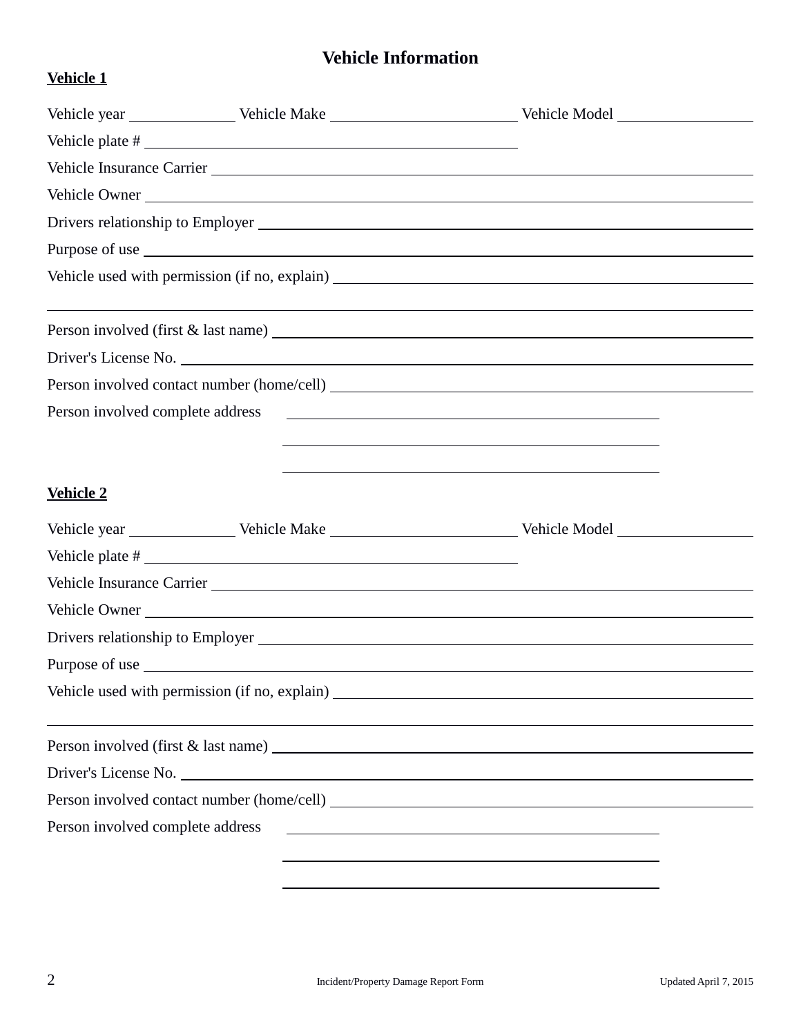# Vehicle Information

**Vehicle 1**

Vehicle year \_\_\_\_\_\_\_\_\_\_ Vehicle Make \_\_\_\_\_\_\_\_\_\_\_\_\_\_\_\_\_\_\_\_ Vehicle Model \_\_\_\_\_\_\_\_\_\_\_\_\_\_

Vehicle plate # \_\_\_\_\_\_\_\_\_\_\_\_\_\_\_\_\_\_\_\_\_\_\_\_\_\_\_\_\_\_\_\_\_\_\_\_\_\_\_\_

Vehicle Insurance Carrier \_\_\_\_\_\_\_\_\_\_\_\_\_\_\_\_\_\_\_\_\_\_\_\_\_\_\_\_\_\_\_\_\_\_\_\_\_\_\_\_\_\_\_\_\_\_\_\_

Vehicle Owner \_\_\_\_\_\_\_\_\_\_\_\_\_\_\_\_\_\_\_\_\_\_\_\_\_\_\_\_\_\_\_\_\_\_\_\_\_\_\_\_\_\_\_\_\_\_\_\_\_\_\_\_\_\_\_\_

Drivers relationship to Employer \_\_\_\_\_\_\_\_\_\_\_\_\_\_\_\_\_\_\_\_\_\_\_\_\_\_\_\_\_\_\_\_\_\_\_\_\_\_\_\_\_\_\_\_\_\_

Purpose of use \_\_\_\_\_\_\_\_\_\_\_\_\_\_\_\_\_\_\_\_\_\_\_\_\_\_\_\_\_\_\_\_\_\_\_\_\_\_\_\_\_\_\_\_\_\_\_\_\_\_\_\_\_\_\_\_

Vehicle used with permission (if no, explain) \_\_\_\_\_\_\_\_\_\_\_\_\_\_\_\_\_\_\_\_\_\_\_\_\_\_\_\_\_\_\_\_\_\_\_\_\_\_\_\_

\_\_\_\_\_\_\_\_\_\_\_\_\_\_\_\_\_\_\_\_\_\_\_\_\_\_\_\_\_\_\_\_\_\_\_\_\_\_\_\_\_\_\_\_\_\_\_\_\_\_\_\_\_\_\_\_\_\_\_\_\_\_\_\_\_\_\_\_\_\_

Person involved (first & last name) \_\_\_\_\_\_\_\_\_\_\_\_\_\_\_\_\_\_\_\_\_\_\_\_\_\_\_\_\_\_\_\_\_\_\_\_\_\_\_\_\_\_\_\_

Driver's License No. \_\_\_\_\_\_\_\_\_\_\_\_\_\_\_\_\_\_\_\_\_\_\_\_\_\_\_\_\_\_\_\_\_\_\_\_\_\_\_\_\_\_\_\_\_\_\_\_\_\_\_\_\_\_

Person involved contact number (home/cell) \_\_\_\_\_\_\_\_\_\_\_\_\_\_\_\_\_\_\_\_\_\_\_\_\_\_\_\_\_\_\_\_\_\_\_\_\_\_\_\_

Person involved complete address \_\_\_\_\_\_\_\_\_\_\_\_\_\_\_\_\_\_\_\_\_\_\_\_\_\_\_\_\_\_\_\_\_\_\_\_\_\_\_\_

\_\_\_\_\_\_\_\_\_\_\_\_\_\_\_\_\_\_\_\_\_\_\_\_\_\_\_\_\_\_\_\_\_\_\_\_\_\_\_\_

\_\_\_\_\_\_\_\_\_\_\_\_\_\_\_\_\_\_\_\_\_\_\_\_\_\_\_\_\_\_\_\_\_\_\_\_\_\_\_\_

**Vehicle 2**

Vehicle year \_\_\_\_\_\_\_\_\_\_ Vehicle Make \_\_\_\_\_\_\_\_\_\_\_\_\_\_\_\_\_\_\_\_ Vehicle Model \_\_\_\_\_\_\_\_\_\_\_\_\_\_

Vehicle plate # \_\_\_\_\_\_\_\_\_\_\_\_\_\_\_\_\_\_\_\_\_\_\_\_\_\_\_\_\_\_\_\_\_\_\_\_\_\_\_\_

Vehicle Insurance Carrier \_\_\_\_\_\_\_\_\_\_\_\_\_\_\_\_\_\_\_\_\_\_\_\_\_\_\_\_\_\_\_\_\_\_\_\_\_\_\_\_\_\_\_\_\_\_\_\_

Vehicle Owner \_\_\_\_\_\_\_\_\_\_\_\_\_\_\_\_\_\_\_\_\_\_\_\_\_\_\_\_\_\_\_\_\_\_\_\_\_\_\_\_\_\_\_\_\_\_\_\_\_\_\_\_\_\_\_\_

Drivers relationship to Employer \_\_\_\_\_\_\_\_\_\_\_\_\_\_\_\_\_\_\_\_\_\_\_\_\_\_\_\_\_\_\_\_\_\_\_\_\_\_\_\_\_\_\_\_\_\_

Purpose of use \_\_\_\_\_\_\_\_\_\_\_\_\_\_\_\_\_\_\_\_\_\_\_\_\_\_\_\_\_\_\_\_\_\_\_\_\_\_\_\_\_\_\_\_\_\_\_\_\_\_\_\_\_\_\_\_

Vehicle used with permission (if no, explain) \_\_\_\_\_\_\_\_\_\_\_\_\_\_\_\_\_\_\_\_\_\_\_\_\_\_\_\_\_\_\_\_\_\_\_\_\_\_\_\_

\_\_\_\_\_\_\_\_\_\_\_\_\_\_\_\_\_\_\_\_\_\_\_\_\_\_\_\_\_\_\_\_\_\_\_\_\_\_\_\_\_\_\_\_\_\_\_\_\_\_\_\_\_\_\_\_\_\_\_\_\_\_\_\_\_\_\_\_\_\_

Person involved (first & last name) \_\_\_\_\_\_\_\_\_\_\_\_\_\_\_\_\_\_\_\_\_\_\_\_\_\_\_\_\_\_\_\_\_\_\_\_\_\_\_\_\_\_\_\_

Driver's License No. \_\_\_\_\_\_\_\_\_\_\_\_\_\_\_\_\_\_\_\_\_\_\_\_\_\_\_\_\_\_\_\_\_\_\_\_\_\_\_\_\_\_\_\_\_\_\_\_\_\_\_\_\_\_

Person involved contact number (home/cell) \_\_\_\_\_\_\_\_\_\_\_\_\_\_\_\_\_\_\_\_\_\_\_\_\_\_\_\_\_\_\_\_\_\_\_\_\_\_\_\_

Person involved complete address \_\_\_\_\_\_\_\_\_\_\_\_\_\_\_\_\_\_\_\_\_\_\_\_\_\_\_\_\_\_\_\_\_\_\_\_\_\_\_\_

\_\_\_\_\_\_\_\_\_\_\_\_\_\_\_\_\_\_\_\_\_\_\_\_\_\_\_\_\_\_\_\_\_\_\_\_\_\_\_\_

\_\_\_\_\_\_\_\_\_\_\_\_\_\_\_\_\_\_\_\_\_\_\_\_\_\_\_\_\_\_\_\_\_\_\_\_\_\_\_\_